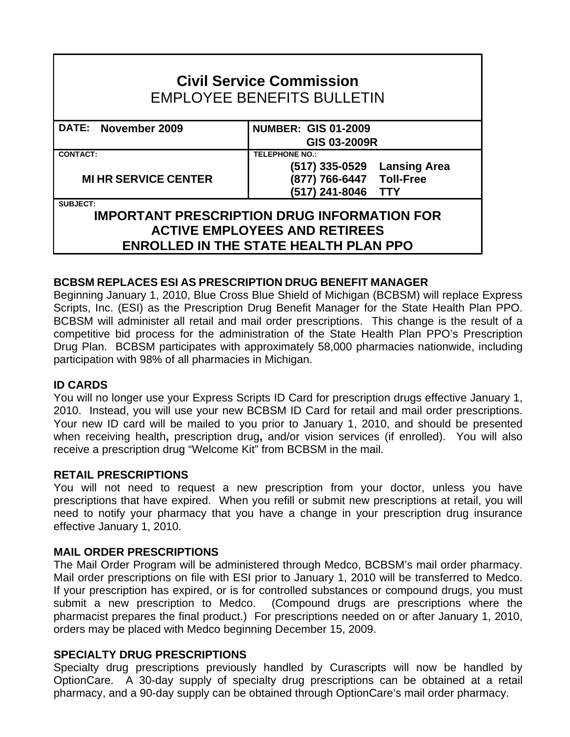# Civil Service Commission
## EMPLOYEE BENEFITS BULLETIN

| DATE: November 2009 | NUMBER: GIS 01-2009 GIS 03-2009R |
| --- | --- |
| CONTACT: MI HR SERVICE CENTER | TELEPHONE NO.: (517) 335-0529 Lansing Area (877) 766-6447 Toll-Free (517) 241-8046 TTY |

SUBJECT:

**IMPORTANT PRESCRIPTION DRUG INFORMATION FOR ACTIVE EMPLOYEES AND RETIREES ENROLLED IN THE STATE HEALTH PLAN PPO**

### BCBSM REPLACES ESI AS PRESCRIPTION DRUG BENEFIT MANAGER

Beginning January 1, 2010, Blue Cross Blue Shield of Michigan (BCBSM) will replace Express Scripts, Inc. (ESI) as the Prescription Drug Benefit Manager for the State Health Plan PPO. BCBSM will administer all retail and mail order prescriptions. This change is the result of a competitive bid process for the administration of the State Health Plan PPO's Prescription Drug Plan. BCBSM participates with approximately 58,000 pharmacies nationwide, including participation with 98% of all pharmacies in Michigan.

### ID CARDS

You will no longer use your Express Scripts ID Card for prescription drugs effective January 1, 2010. Instead, you will use your new BCBSM ID Card for retail and mail order prescriptions. Your new ID card will be mailed to you prior to January 1, 2010, and should be presented when receiving health**,** prescription drug**,** and/or vision services (if enrolled). You will also receive a prescription drug "Welcome Kit" from BCBSM in the mail.

### RETAIL PRESCRIPTIONS

You will not need to request a new prescription from your doctor, unless you have prescriptions that have expired. When you refill or submit new prescriptions at retail, you will need to notify your pharmacy that you have a change in your prescription drug insurance effective January 1, 2010.

### MAIL ORDER PRESCRIPTIONS

The Mail Order Program will be administered through Medco, BCBSM's mail order pharmacy. Mail order prescriptions on file with ESI prior to January 1, 2010 will be transferred to Medco. If your prescription has expired, or is for controlled substances or compound drugs, you must submit a new prescription to Medco. (Compound drugs are prescriptions where the pharmacist prepares the final product.) For prescriptions needed on or after January 1, 2010, orders may be placed with Medco beginning December 15, 2009.

### SPECIALTY DRUG PRESCRIPTIONS

Specialty drug prescriptions previously handled by Curascripts will now be handled by OptionCare. A 30-day supply of specialty drug prescriptions can be obtained at a retail pharmacy, and a 90-day supply can be obtained through OptionCare's mail order pharmacy.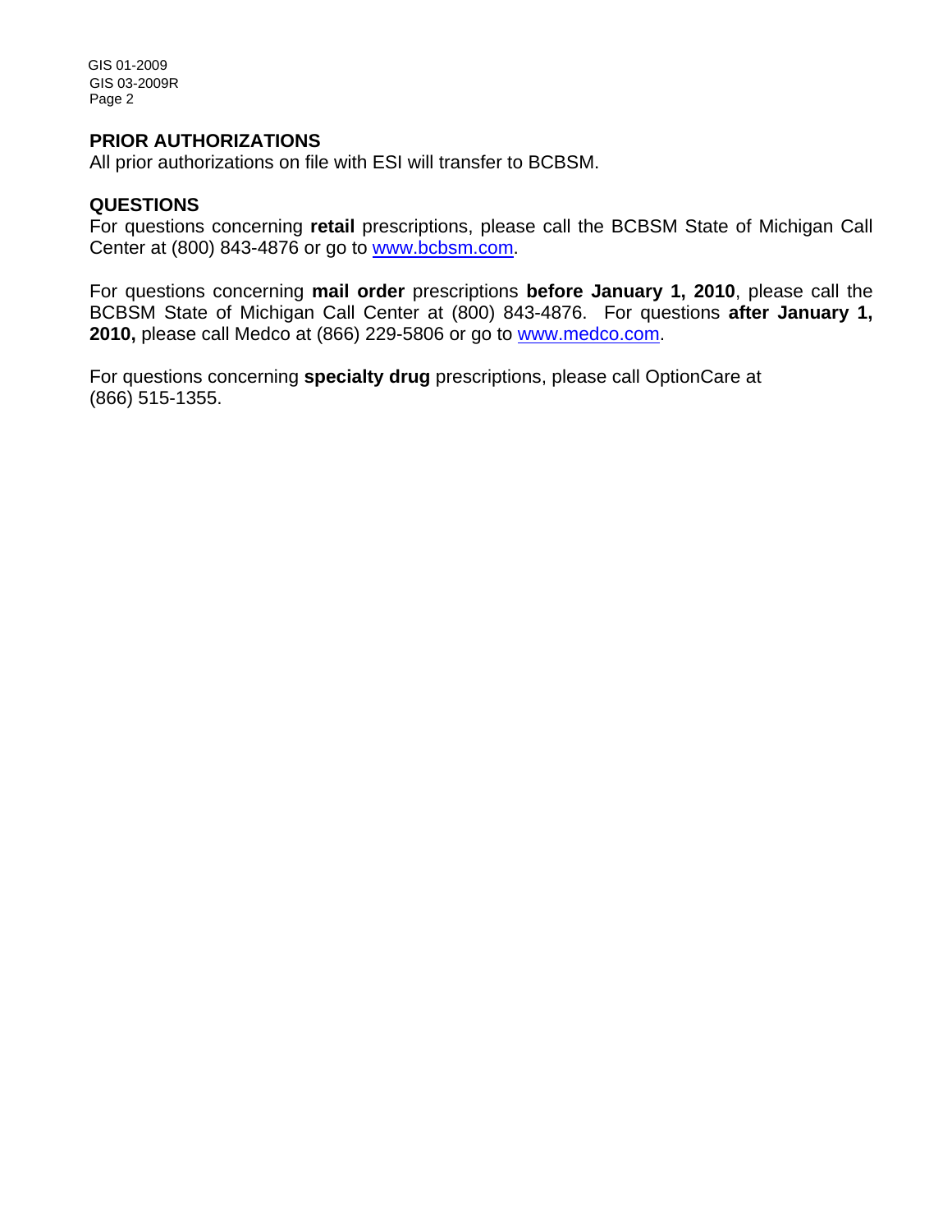## PRIOR AUTHORIZATIONS

All prior authorizations on file with ESI will transfer to BCBSM.

## QUESTIONS

For questions concerning **retail** prescriptions, please call the BCBSM State of Michigan Call Center at (800) 843-4876 or go to www.bcbsm.com.

For questions concerning **mail order** prescriptions **before January 1, 2010**, please call the BCBSM State of Michigan Call Center at (800) 843-4876. For questions **after January 1, 2010,** please call Medco at (866) 229-5806 or go to www.medco.com.

For questions concerning **specialty drug** prescriptions, please call OptionCare at (866) 515-1355.